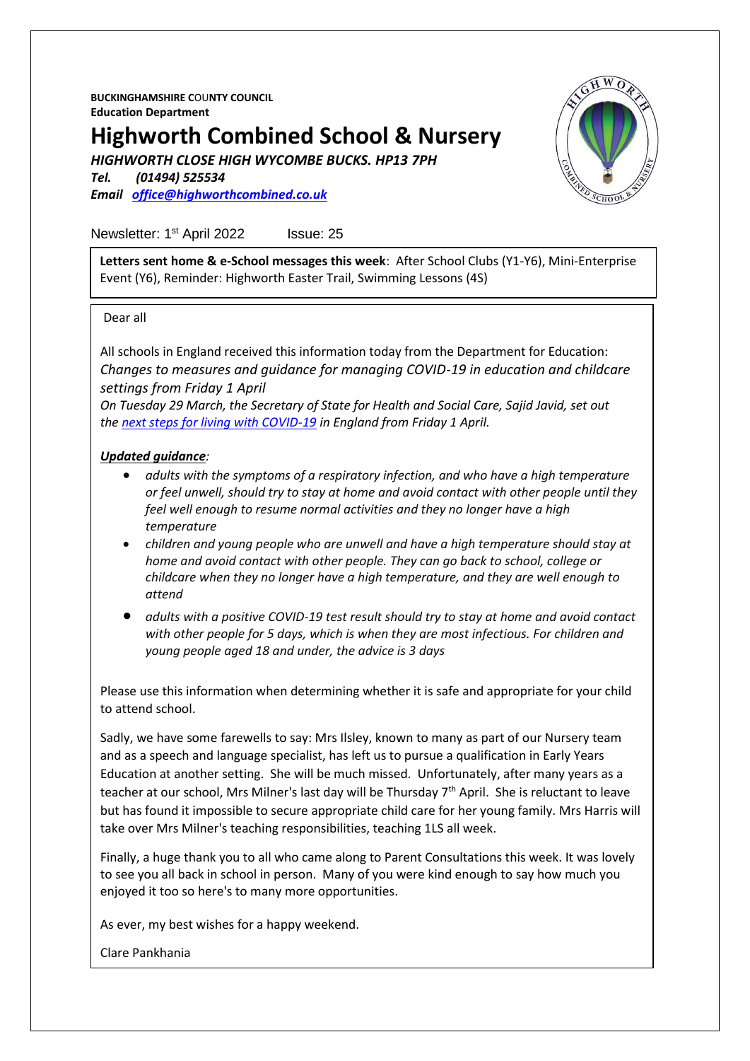**BUCKINGHAMSHIRE COUNTY COUNCIL**
**Education Department**

# Highworth Combined School & Nursery

***HIGHWORTH CLOSE HIGH WYCOMBE BUCKS. HP13 7PH***
***Tel. (01494) 525534***
***Email [office@highworthcombined.co.uk](mailto:office@highworthcombined.co.uk)***

Newsletter: 1st April 2022 Issue: 25

**Letters sent home & e-School messages this week**: After School Clubs (Y1-Y6), Mini-Enterprise Event (Y6), Reminder: Highworth Easter Trail, Swimming Lessons (4S)

Dear all

All schools in England received this information today from the Department for Education:
*Changes to measures and guidance for managing COVID-19 in education and childcare settings from Friday 1 April*
*On Tuesday 29 March, the Secretary of State for Health and Social Care, Sajid Javid, set out the next steps for living with COVID-19 in England from Friday 1 April.*

***Updated guidance**:*

- *adults with the symptoms of a respiratory infection, and who have a high temperature or feel unwell, should try to stay at home and avoid contact with other people until they feel well enough to resume normal activities and they no longer have a high temperature*
- *children and young people who are unwell and have a high temperature should stay at home and avoid contact with other people. They can go back to school, college or childcare when they no longer have a high temperature, and they are well enough to attend*
- *adults with a positive COVID-19 test result should try to stay at home and avoid contact with other people for 5 days, which is when they are most infectious. For children and young people aged 18 and under, the advice is 3 days*

Please use this information when determining whether it is safe and appropriate for your child to attend school.

Sadly, we have some farewells to say: Mrs Ilsley, known to many as part of our Nursery team and as a speech and language specialist, has left us to pursue a qualification in Early Years Education at another setting. She will be much missed. Unfortunately, after many years as a teacher at our school, Mrs Milner's last day will be Thursday 7th April. She is reluctant to leave but has found it impossible to secure appropriate child care for her young family. Mrs Harris will take over Mrs Milner's teaching responsibilities, teaching 1LS all week.

Finally, a huge thank you to all who came along to Parent Consultations this week. It was lovely to see you all back in school in person. Many of you were kind enough to say how much you enjoyed it too so here's to many more opportunities.

As ever, my best wishes for a happy weekend.

Clare Pankhania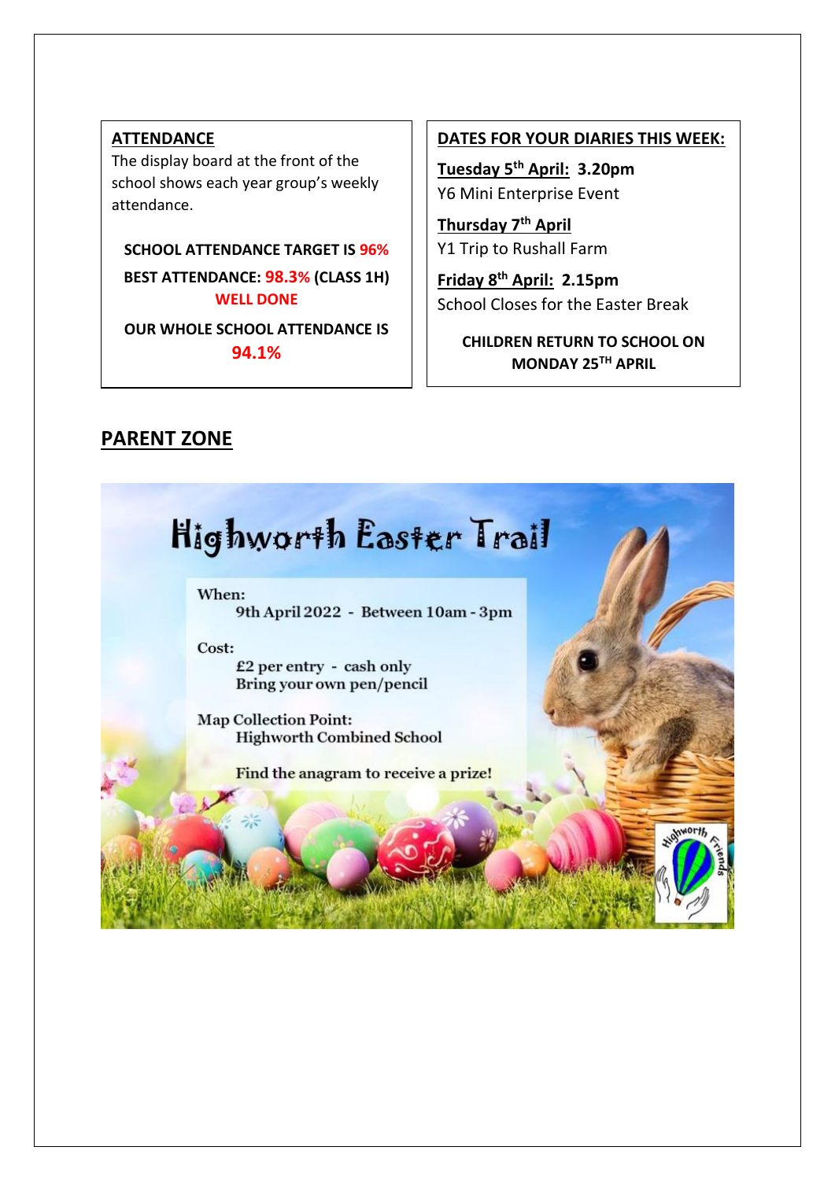## ATTENDANCE

The display board at the front of the school shows each year group's weekly attendance.

**SCHOOL ATTENDANCE TARGET IS 96%**

**BEST ATTENDANCE: 98.3% (CLASS 1H)**
**WELL DONE**

**OUR WHOLE SCHOOL ATTENDANCE IS 94.1%**

## DATES FOR YOUR DIARIES THIS WEEK:

**Tuesday 5th April: 3.20pm**
Y6 Mini Enterprise Event

**Thursday 7th April**
Y1 Trip to Rushall Farm

**Friday 8th April: 2.15pm**
School Closes for the Easter Break

**CHILDREN RETURN TO SCHOOL ON MONDAY 25TH APRIL**

## PARENT ZONE

### Highworth Easter Trail

When:
9th April 2022 - Between 10am - 3pm

Cost:
£2 per entry - cash only
Bring your own pen/pencil

Map Collection Point:
Highworth Combined School

Find the anagram to receive a prize!

Highworth Friends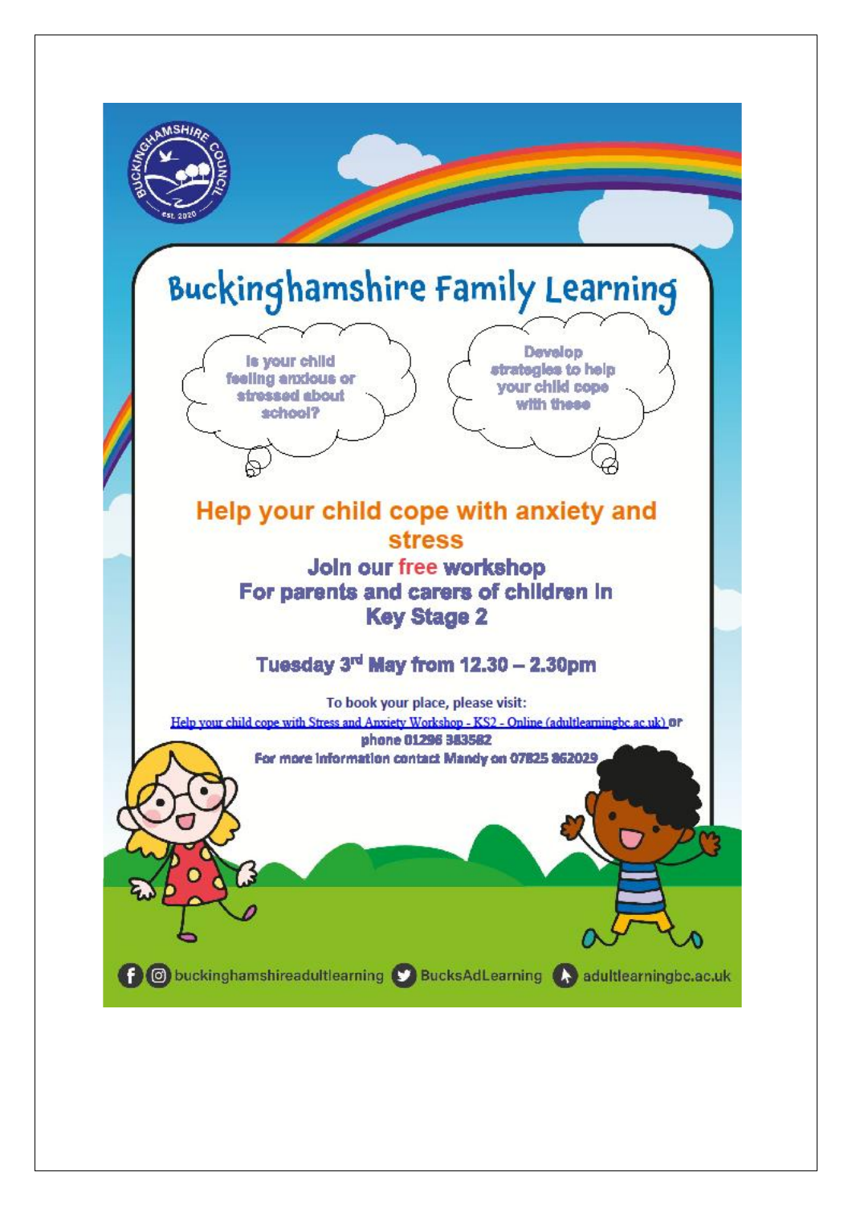# Buckinghamshire Family Learning

Is your child feeling anxious or stressed about school?

Develop strategies to help your child cope with these

## Help your child cope with anxiety and stress

**Join our free workshop**

**For parents and carers of children in Key Stage 2**

**Tuesday 3rd May from 12.30 – 2.30pm**

To book your place, please visit:

Help your child cope with Stress and Anxiety Workshop - KS2 - Online (adultlearningbc.ac.uk) or phone 01296 383582

For more information contact Mandy on 07825 862029

buckinghamshireadultlearning BucksAdLearning adultlearningbc.ac.uk